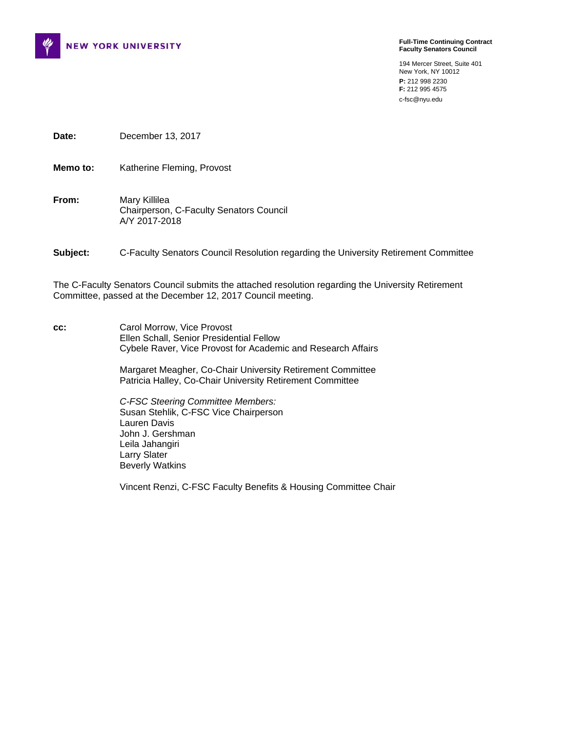**NEW YORK UNIVERSITY**

**Full-Time Continuing Contract Faculty Senators Council**

194 Mercer Street, Suite 401
New York, NY 10012
**P:** 212 998 2230
**F:** 212 995 4575
c-fsc@nyu.edu

**Date:** December 13, 2017

**Memo to:** Katherine Fleming, Provost

**From:** Mary Killilea
Chairperson, C-Faculty Senators Council
A/Y 2017-2018

**Subject:** C-Faculty Senators Council Resolution regarding the University Retirement Committee

The C-Faculty Senators Council submits the attached resolution regarding the University Retirement Committee, passed at the December 12, 2017 Council meeting.

**cc:** Carol Morrow, Vice Provost
Ellen Schall, Senior Presidential Fellow
Cybele Raver, Vice Provost for Academic and Research Affairs

Margaret Meagher, Co-Chair University Retirement Committee
Patricia Halley, Co-Chair University Retirement Committee

*C-FSC Steering Committee Members:*
Susan Stehlik, C-FSC Vice Chairperson
Lauren Davis
John J. Gershman
Leila Jahangiri
Larry Slater
Beverly Watkins

Vincent Renzi, C-FSC Faculty Benefits & Housing Committee Chair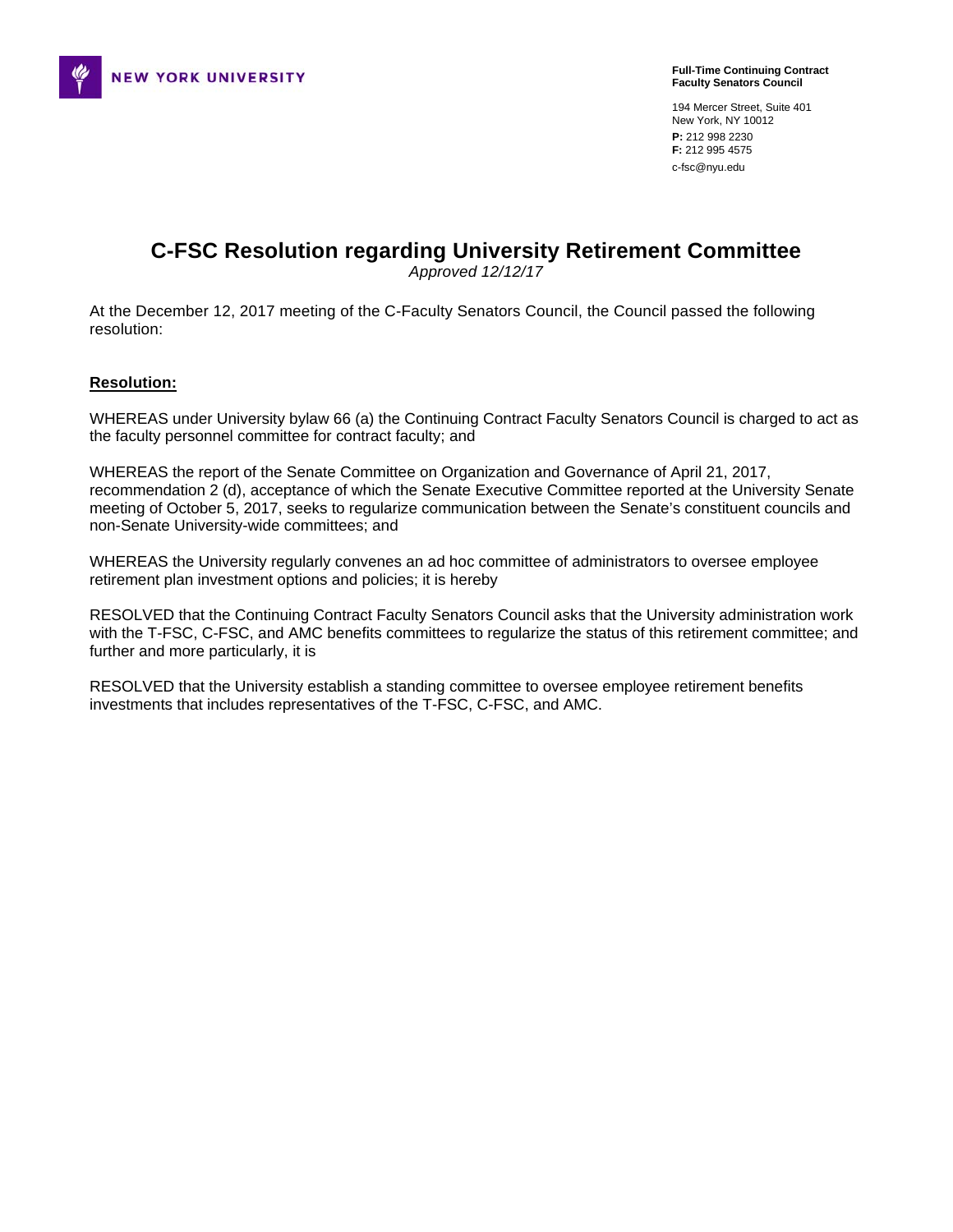NEW YORK UNIVERSITY

**Full-Time Continuing Contract Faculty Senators Council**

194 Mercer Street, Suite 401
New York, NY 10012
**P:** 212 998 2230
**F:** 212 995 4575
c-fsc@nyu.edu

# C-FSC Resolution regarding University Retirement Committee

*Approved 12/12/17*

At the December 12, 2017 meeting of the C-Faculty Senators Council, the Council passed the following resolution:

**Resolution:**

WHEREAS under University bylaw 66 (a) the Continuing Contract Faculty Senators Council is charged to act as the faculty personnel committee for contract faculty; and

WHEREAS the report of the Senate Committee on Organization and Governance of April 21, 2017, recommendation 2 (d), acceptance of which the Senate Executive Committee reported at the University Senate meeting of October 5, 2017, seeks to regularize communication between the Senate's constituent councils and non-Senate University-wide committees; and

WHEREAS the University regularly convenes an ad hoc committee of administrators to oversee employee retirement plan investment options and policies; it is hereby

RESOLVED that the Continuing Contract Faculty Senators Council asks that the University administration work with the T-FSC, C-FSC, and AMC benefits committees to regularize the status of this retirement committee; and further and more particularly, it is

RESOLVED that the University establish a standing committee to oversee employee retirement benefits investments that includes representatives of the T-FSC, C-FSC, and AMC.